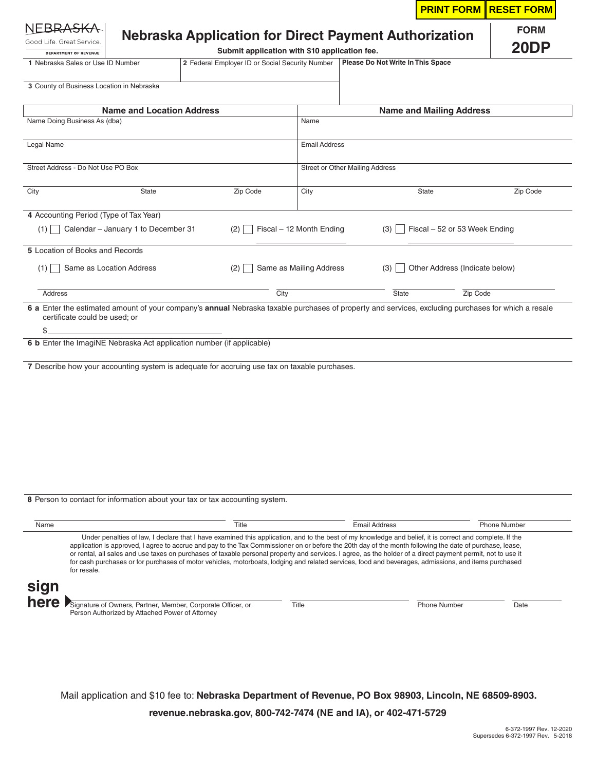PRINT FORM RESET FORM

NEBRASKA
Good Life. Great Service.
DEPARTMENT OF REVENUE

# Nebraska Application for Direct Payment Authorization

**Submit application with $10 application fee.**

**FORM 20DP**

| 1 Nebraska Sales or Use ID Number | 2 Federal Employer ID or Social Security Number | **Please Do Not Write In This Space** |
|---|---|---|
| 3 County of Business Location in Nebraska | | |

| **Name and Location Address** | **Name and Mailing Address** |
|---|---|
| Name Doing Business As (dba) | Name |
| Legal Name | Email Address |
| Street Address - Do Not Use PO Box | Street or Other Mailing Address |
| City State Zip Code | City State Zip Code |

**4** Accounting Period (Type of Tax Year)

(1) ☐ Calendar – January 1 to December 31 (2) ☐ Fiscal – 12 Month Ending ______ (3) ☐ Fiscal – 52 or 53 Week Ending ______

**5** Location of Books and Records

(1) ☐ Same as Location Address (2) ☐ Same as Mailing Address (3) ☐ Other Address (Indicate below)

Address ______ City ______ State ______ Zip Code ______

**6 a** Enter the estimated amount of your company's **annual** Nebraska taxable purchases of property and services, excluding purchases for which a resale certificate could be used; or

$ ______

**6 b** Enter the ImagiNE Nebraska Act application number (if applicable)

**7** Describe how your accounting system is adequate for accruing use tax on taxable purchases.

**8** Person to contact for information about your tax or tax accounting system.

Name ______ Title ______ Email Address ______ Phone Number ______

Under penalties of law, I declare that I have examined this application, and to the best of my knowledge and belief, it is correct and complete. If the application is approved, I agree to accrue and pay to the Tax Commissioner on or before the 20th day of the month following the date of purchase, lease, or rental, all sales and use taxes on purchases of taxable personal property and services. I agree, as the holder of a direct payment permit, not to use it for cash purchases or for purchases of motor vehicles, motorboats, lodging and related services, food and beverages, admissions, and items purchased for resale.

**sign here**

Signature of Owners, Partner, Member, Corporate Officer, or Person Authorized by Attached Power of Attorney ______ Title ______ Phone Number ______ Date ______

Mail application and $10 fee to: **Nebraska Department of Revenue, PO Box 98903, Lincoln, NE 68509-8903.**

**revenue.nebraska.gov, 800-742-7474 (NE and IA), or 402-471-5729**

6-372-1997 Rev. 12-2020
Supersedes 6-372-1997 Rev. 5-2018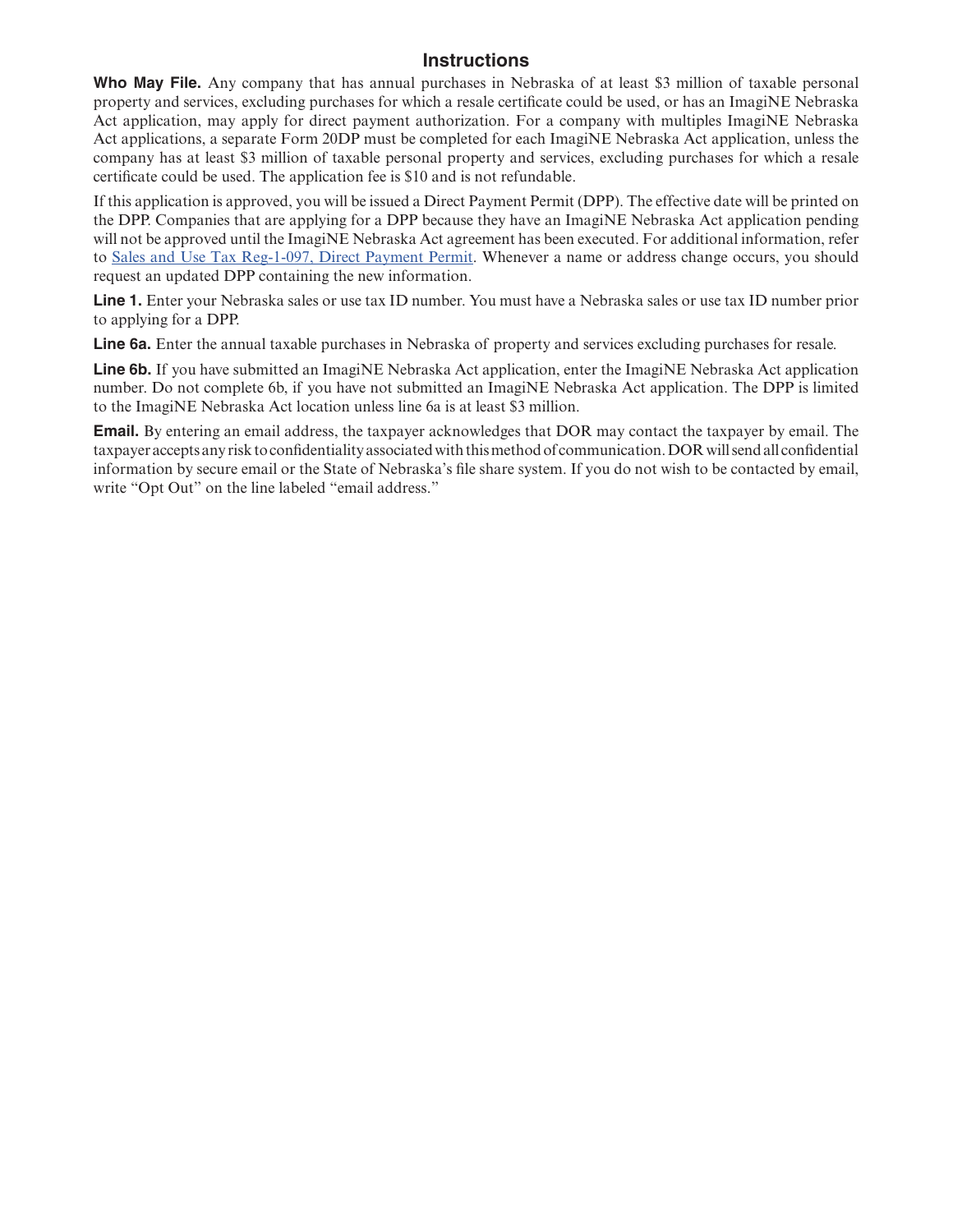## Instructions

**Who May File.** Any company that has annual purchases in Nebraska of at least $3 million of taxable personal property and services, excluding purchases for which a resale certificate could be used, or has an ImagiNE Nebraska Act application, may apply for direct payment authorization. For a company with multiples ImagiNE Nebraska Act applications, a separate Form 20DP must be completed for each ImagiNE Nebraska Act application, unless the company has at least $3 million of taxable personal property and services, excluding purchases for which a resale certificate could be used. The application fee is $10 and is not refundable.

If this application is approved, you will be issued a Direct Payment Permit (DPP). The effective date will be printed on the DPP. Companies that are applying for a DPP because they have an ImagiNE Nebraska Act application pending will not be approved until the ImagiNE Nebraska Act agreement has been executed. For additional information, refer to [Sales and Use Tax Reg-1-097, Direct Payment Permit](). Whenever a name or address change occurs, you should request an updated DPP containing the new information.

**Line 1.** Enter your Nebraska sales or use tax ID number. You must have a Nebraska sales or use tax ID number prior to applying for a DPP.

**Line 6a.** Enter the annual taxable purchases in Nebraska of property and services excluding purchases for resale.

**Line 6b.** If you have submitted an ImagiNE Nebraska Act application, enter the ImagiNE Nebraska Act application number. Do not complete 6b, if you have not submitted an ImagiNE Nebraska Act application. The DPP is limited to the ImagiNE Nebraska Act location unless line 6a is at least $3 million.

**Email.** By entering an email address, the taxpayer acknowledges that DOR may contact the taxpayer by email. The taxpayer accepts any risk to confidentiality associated with this method of communication. DOR will send all confidential information by secure email or the State of Nebraska's file share system. If you do not wish to be contacted by email, write "Opt Out" on the line labeled "email address."